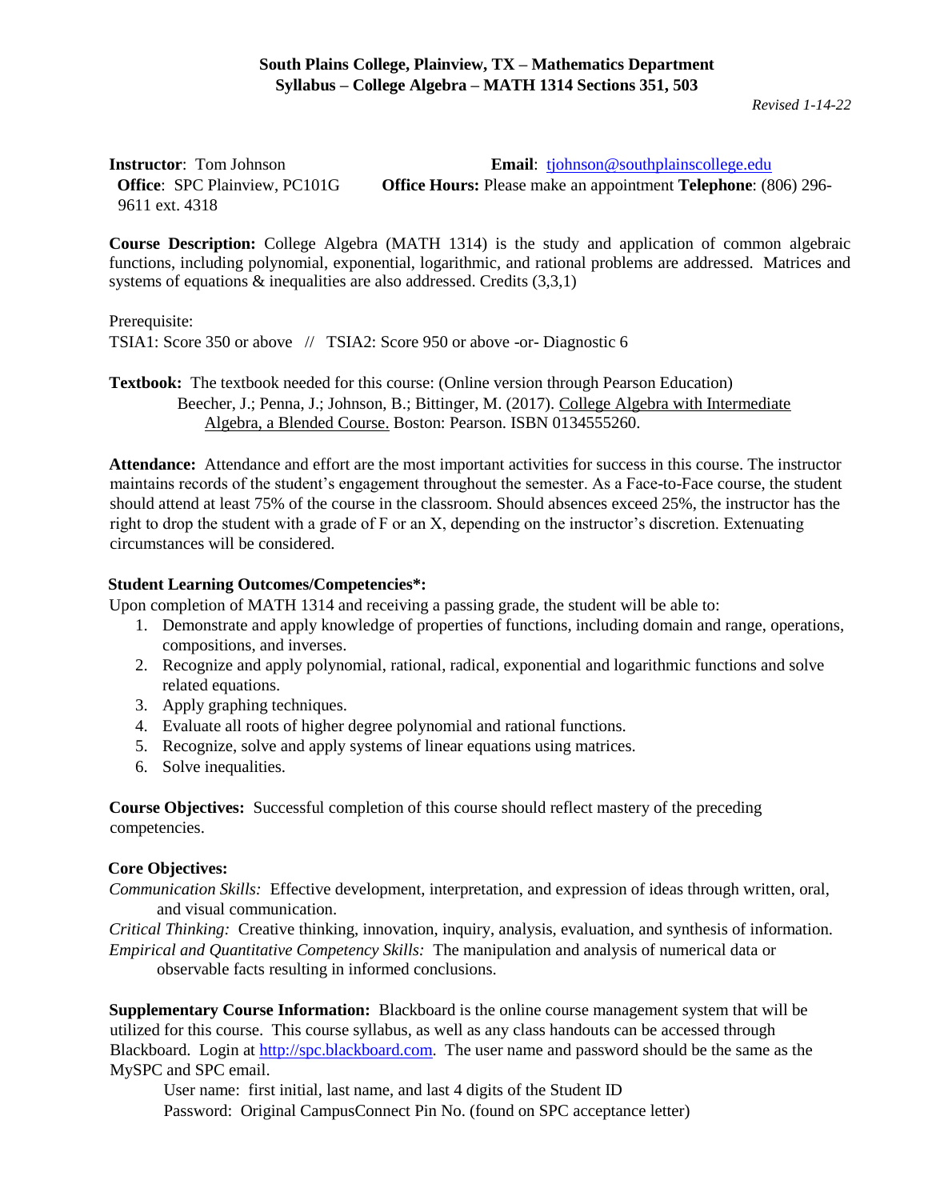**South Plains College, Plainview, TX – Mathematics Department**
**Syllabus – College Algebra – MATH 1314 Sections 351, 503**

*Revised 1-14-22*

**Instructor**: Tom Johnson **Email**: tjohnson@southplainscollege.edu
**Office**: SPC Plainview, PC101G **Office Hours:** Please make an appointment **Telephone**: (806) 296-9611 ext. 4318

**Course Description:** College Algebra (MATH 1314) is the study and application of common algebraic functions, including polynomial, exponential, logarithmic, and rational problems are addressed. Matrices and systems of equations & inequalities are also addressed. Credits (3,3,1)

Prerequisite:
TSIA1: Score 350 or above // TSIA2: Score 950 or above -or- Diagnostic 6

**Textbook:** The textbook needed for this course: (Online version through Pearson Education)
Beecher, J.; Penna, J.; Johnson, B.; Bittinger, M. (2017). College Algebra with Intermediate Algebra, a Blended Course. Boston: Pearson. ISBN 0134555260.

**Attendance:** Attendance and effort are the most important activities for success in this course. The instructor maintains records of the student's engagement throughout the semester. As a Face-to-Face course, the student should attend at least 75% of the course in the classroom. Should absences exceed 25%, the instructor has the right to drop the student with a grade of F or an X, depending on the instructor's discretion. Extenuating circumstances will be considered.

**Student Learning Outcomes/Competencies*:**
Upon completion of MATH 1314 and receiving a passing grade, the student will be able to:

1. Demonstrate and apply knowledge of properties of functions, including domain and range, operations, compositions, and inverses.
2. Recognize and apply polynomial, rational, radical, exponential and logarithmic functions and solve related equations.
3. Apply graphing techniques.
4. Evaluate all roots of higher degree polynomial and rational functions.
5. Recognize, solve and apply systems of linear equations using matrices.
6. Solve inequalities.

**Course Objectives:** Successful completion of this course should reflect mastery of the preceding competencies.

**Core Objectives:**
*Communication Skills:* Effective development, interpretation, and expression of ideas through written, oral, and visual communication.
*Critical Thinking:* Creative thinking, innovation, inquiry, analysis, evaluation, and synthesis of information.
*Empirical and Quantitative Competency Skills:* The manipulation and analysis of numerical data or observable facts resulting in informed conclusions.

**Supplementary Course Information:** Blackboard is the online course management system that will be utilized for this course. This course syllabus, as well as any class handouts can be accessed through Blackboard. Login at http://spc.blackboard.com. The user name and password should be the same as the MySPC and SPC email.

User name: first initial, last name, and last 4 digits of the Student ID
Password: Original CampusConnect Pin No. (found on SPC acceptance letter)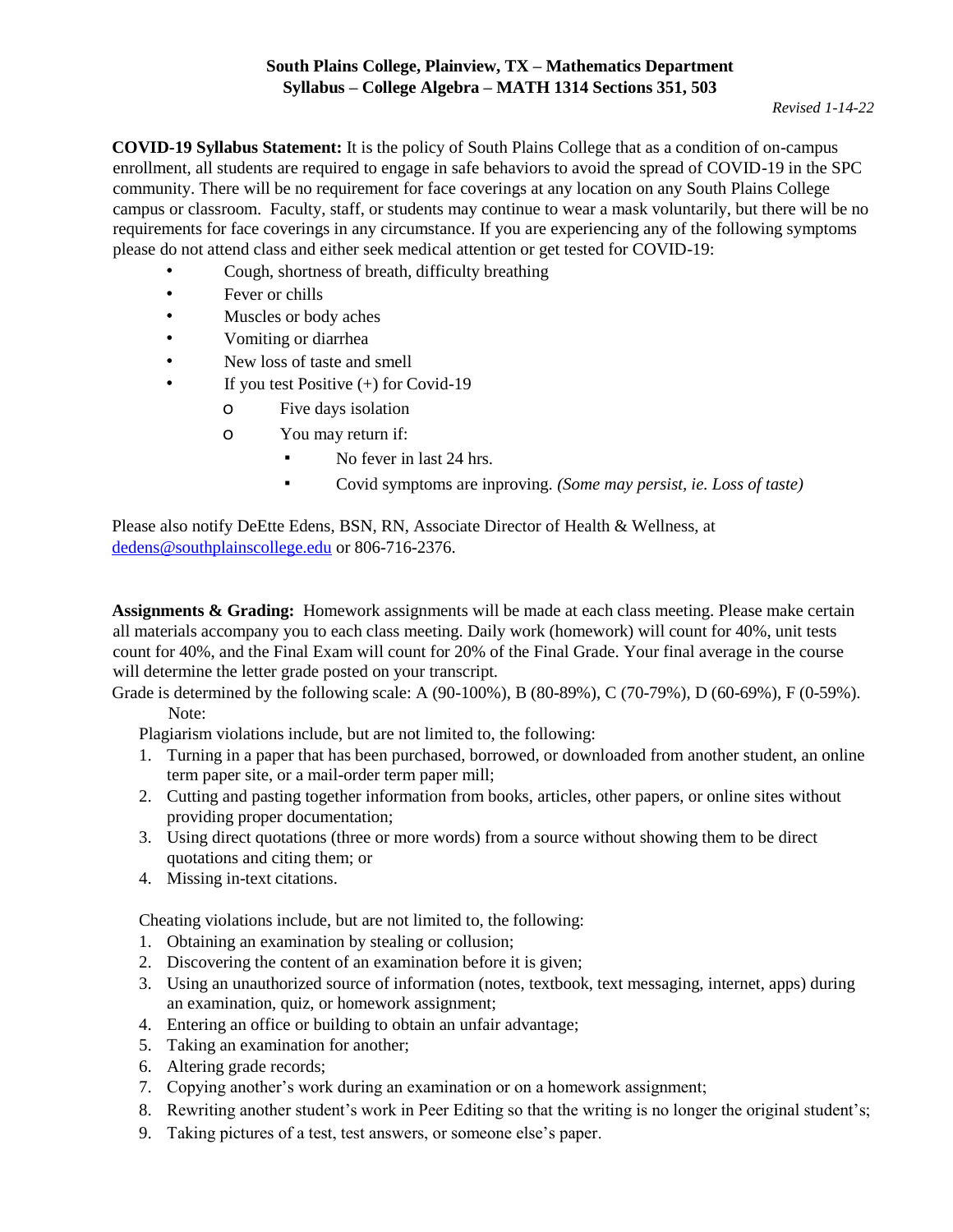**South Plains College, Plainview, TX – Mathematics Department**
**Syllabus – College Algebra – MATH 1314 Sections 351, 503**

*Revised 1-14-22*

**COVID-19 Syllabus Statement:** It is the policy of South Plains College that as a condition of on-campus enrollment, all students are required to engage in safe behaviors to avoid the spread of COVID-19 in the SPC community. There will be no requirement for face coverings at any location on any South Plains College campus or classroom. Faculty, staff, or students may continue to wear a mask voluntarily, but there will be no requirements for face coverings in any circumstance. If you are experiencing any of the following symptoms please do not attend class and either seek medical attention or get tested for COVID-19:

- Cough, shortness of breath, difficulty breathing
- Fever or chills
- Muscles or body aches
- Vomiting or diarrhea
- New loss of taste and smell
- If you test Positive (+) for Covid-19
  - Five days isolation
  - You may return if:
    - No fever in last 24 hrs.
    - Covid symptoms are inproving. *(Some may persist, ie. Loss of taste)*

Please also notify DeEtte Edens, BSN, RN, Associate Director of Health & Wellness, at dedens@southplainscollege.edu or 806-716-2376.

**Assignments & Grading:** Homework assignments will be made at each class meeting. Please make certain all materials accompany you to each class meeting. Daily work (homework) will count for 40%, unit tests count for 40%, and the Final Exam will count for 20% of the Final Grade. Your final average in the course will determine the letter grade posted on your transcript.

Grade is determined by the following scale: A (90-100%), B (80-89%), C (70-79%), D (60-69%), F (0-59%).

Note:

Plagiarism violations include, but are not limited to, the following:

1. Turning in a paper that has been purchased, borrowed, or downloaded from another student, an online term paper site, or a mail-order term paper mill;
2. Cutting and pasting together information from books, articles, other papers, or online sites without providing proper documentation;
3. Using direct quotations (three or more words) from a source without showing them to be direct quotations and citing them; or
4. Missing in-text citations.

Cheating violations include, but are not limited to, the following:

1. Obtaining an examination by stealing or collusion;
2. Discovering the content of an examination before it is given;
3. Using an unauthorized source of information (notes, textbook, text messaging, internet, apps) during an examination, quiz, or homework assignment;
4. Entering an office or building to obtain an unfair advantage;
5. Taking an examination for another;
6. Altering grade records;
7. Copying another's work during an examination or on a homework assignment;
8. Rewriting another student's work in Peer Editing so that the writing is no longer the original student's;
9. Taking pictures of a test, test answers, or someone else's paper.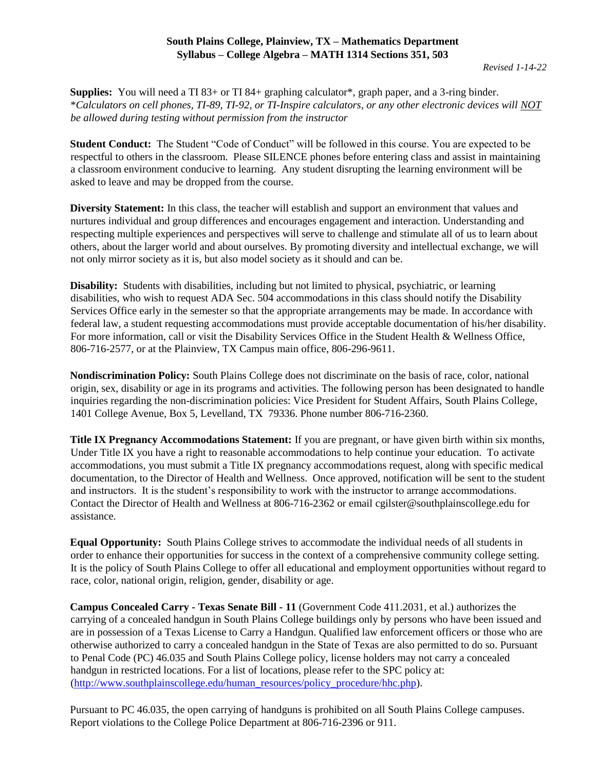**South Plains College, Plainview, TX – Mathematics Department**
**Syllabus – College Algebra – MATH 1314 Sections 351, 503**

*Revised 1-14-22*

**Supplies:** You will need a TI 83+ or TI 84+ graphing calculator*, graph paper, and a 3-ring binder. **Calculators on cell phones, TI-89, TI-92, or TI-Inspire calculators, or any other electronic devices will NOT be allowed during testing without permission from the instructor*

**Student Conduct:** The Student "Code of Conduct" will be followed in this course. You are expected to be respectful to others in the classroom. Please SILENCE phones before entering class and assist in maintaining a classroom environment conducive to learning. Any student disrupting the learning environment will be asked to leave and may be dropped from the course.

**Diversity Statement:** In this class, the teacher will establish and support an environment that values and nurtures individual and group differences and encourages engagement and interaction. Understanding and respecting multiple experiences and perspectives will serve to challenge and stimulate all of us to learn about others, about the larger world and about ourselves. By promoting diversity and intellectual exchange, we will not only mirror society as it is, but also model society as it should and can be.

**Disability:** Students with disabilities, including but not limited to physical, psychiatric, or learning disabilities, who wish to request ADA Sec. 504 accommodations in this class should notify the Disability Services Office early in the semester so that the appropriate arrangements may be made. In accordance with federal law, a student requesting accommodations must provide acceptable documentation of his/her disability. For more information, call or visit the Disability Services Office in the Student Health & Wellness Office, 806-716-2577, or at the Plainview, TX Campus main office, 806-296-9611.

**Nondiscrimination Policy:** South Plains College does not discriminate on the basis of race, color, national origin, sex, disability or age in its programs and activities. The following person has been designated to handle inquiries regarding the non-discrimination policies: Vice President for Student Affairs, South Plains College, 1401 College Avenue, Box 5, Levelland, TX 79336. Phone number 806-716-2360.

**Title IX Pregnancy Accommodations Statement:** If you are pregnant, or have given birth within six months, Under Title IX you have a right to reasonable accommodations to help continue your education. To activate accommodations, you must submit a Title IX pregnancy accommodations request, along with specific medical documentation, to the Director of Health and Wellness. Once approved, notification will be sent to the student and instructors. It is the student's responsibility to work with the instructor to arrange accommodations. Contact the Director of Health and Wellness at 806-716-2362 or email cgilster@southplainscollege.edu for assistance.

**Equal Opportunity:** South Plains College strives to accommodate the individual needs of all students in order to enhance their opportunities for success in the context of a comprehensive community college setting. It is the policy of South Plains College to offer all educational and employment opportunities without regard to race, color, national origin, religion, gender, disability or age.

**Campus Concealed Carry - Texas Senate Bill - 11** (Government Code 411.2031, et al.) authorizes the carrying of a concealed handgun in South Plains College buildings only by persons who have been issued and are in possession of a Texas License to Carry a Handgun. Qualified law enforcement officers or those who are otherwise authorized to carry a concealed handgun in the State of Texas are also permitted to do so. Pursuant to Penal Code (PC) 46.035 and South Plains College policy, license holders may not carry a concealed handgun in restricted locations. For a list of locations, please refer to the SPC policy at: (http://www.southplainscollege.edu/human_resources/policy_procedure/hhc.php).

Pursuant to PC 46.035, the open carrying of handguns is prohibited on all South Plains College campuses. Report violations to the College Police Department at 806-716-2396 or 911.